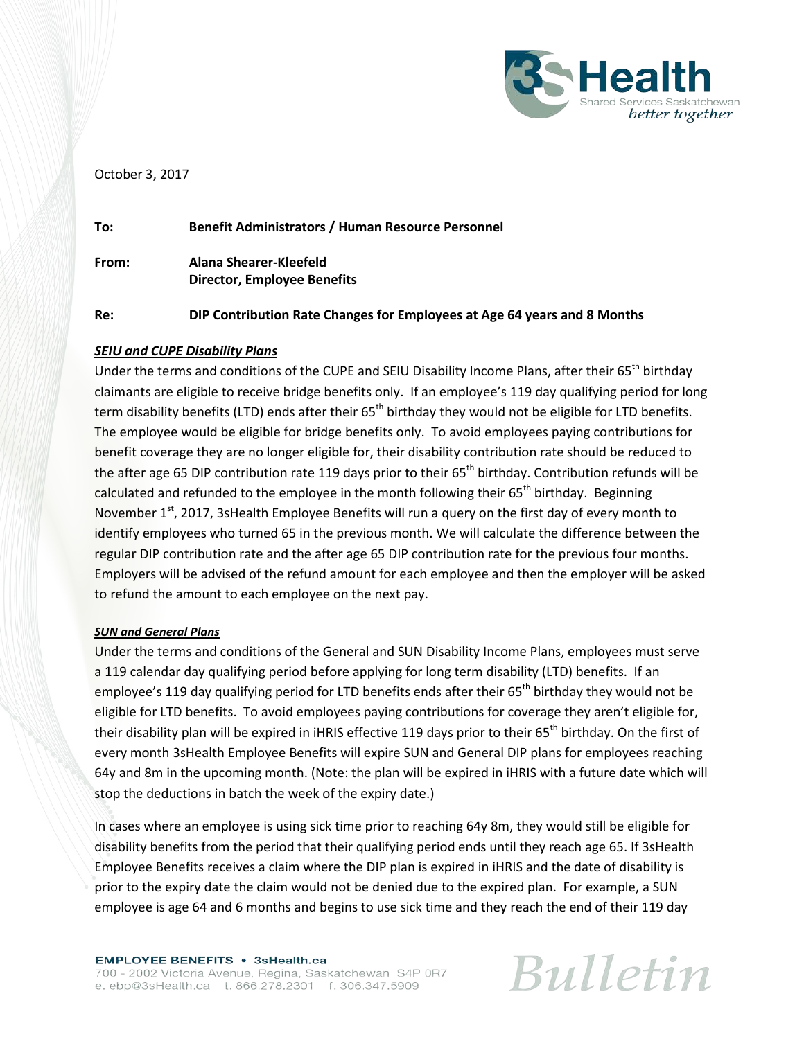October 3, 2017

**To:** **Benefit Administrators / Human Resource Personnel**

**From:** **Alana Shearer-Kleefeld**
**Director, Employee Benefits**

**Re:** **DIP Contribution Rate Changes for Employees at Age 64 years and 8 Months**

***SEIU and CUPE Disability Plans***

Under the terms and conditions of the CUPE and SEIU Disability Income Plans, after their 65th birthday claimants are eligible to receive bridge benefits only. If an employee's 119 day qualifying period for long term disability benefits (LTD) ends after their 65th birthday they would not be eligible for LTD benefits. The employee would be eligible for bridge benefits only. To avoid employees paying contributions for benefit coverage they are no longer eligible for, their disability contribution rate should be reduced to the after age 65 DIP contribution rate 119 days prior to their 65th birthday. Contribution refunds will be calculated and refunded to the employee in the month following their 65th birthday. Beginning November 1st, 2017, 3sHealth Employee Benefits will run a query on the first day of every month to identify employees who turned 65 in the previous month. We will calculate the difference between the regular DIP contribution rate and the after age 65 DIP contribution rate for the previous four months. Employers will be advised of the refund amount for each employee and then the employer will be asked to refund the amount to each employee on the next pay.

***SUN and General Plans***

Under the terms and conditions of the General and SUN Disability Income Plans, employees must serve a 119 calendar day qualifying period before applying for long term disability (LTD) benefits. If an employee's 119 day qualifying period for LTD benefits ends after their 65th birthday they would not be eligible for LTD benefits. To avoid employees paying contributions for coverage they aren't eligible for, their disability plan will be expired in iHRIS effective 119 days prior to their 65th birthday. On the first of every month 3sHealth Employee Benefits will expire SUN and General DIP plans for employees reaching 64y and 8m in the upcoming month. (Note: the plan will be expired in iHRIS with a future date which will stop the deductions in batch the week of the expiry date.)

In cases where an employee is using sick time prior to reaching 64y 8m, they would still be eligible for disability benefits from the period that their qualifying period ends until they reach age 65. If 3sHealth Employee Benefits receives a claim where the DIP plan is expired in iHRIS and the date of disability is prior to the expiry date the claim would not be denied due to the expired plan. For example, a SUN employee is age 64 and 6 months and begins to use sick time and they reach the end of their 119 day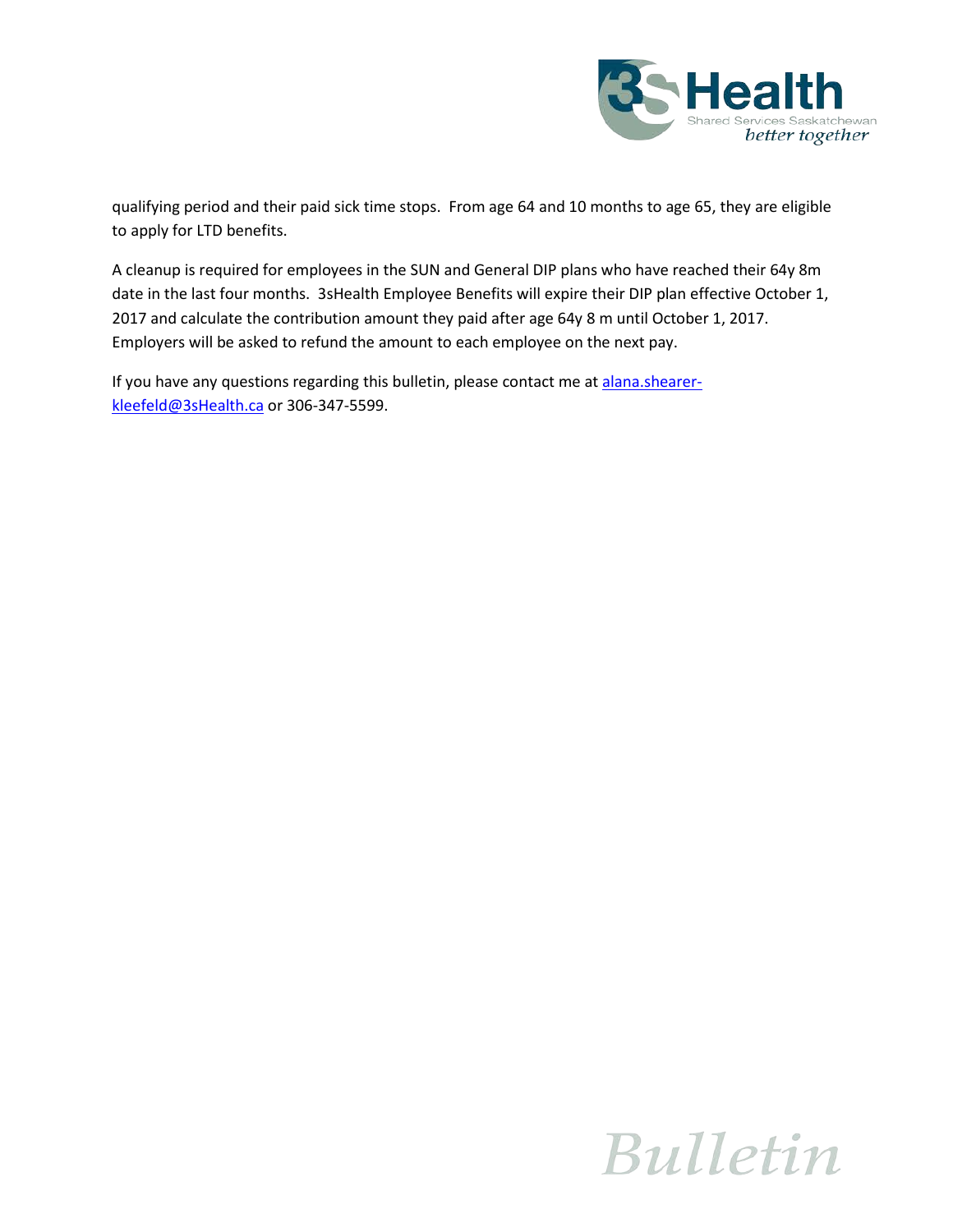qualifying period and their paid sick time stops. From age 64 and 10 months to age 65, they are eligible to apply for LTD benefits.

A cleanup is required for employees in the SUN and General DIP plans who have reached their 64y 8m date in the last four months. 3sHealth Employee Benefits will expire their DIP plan effective October 1, 2017 and calculate the contribution amount they paid after age 64y 8 m until October 1, 2017. Employers will be asked to refund the amount to each employee on the next pay.

If you have any questions regarding this bulletin, please contact me at alana.shearer-kleefeld@3sHealth.ca or 306-347-5599.